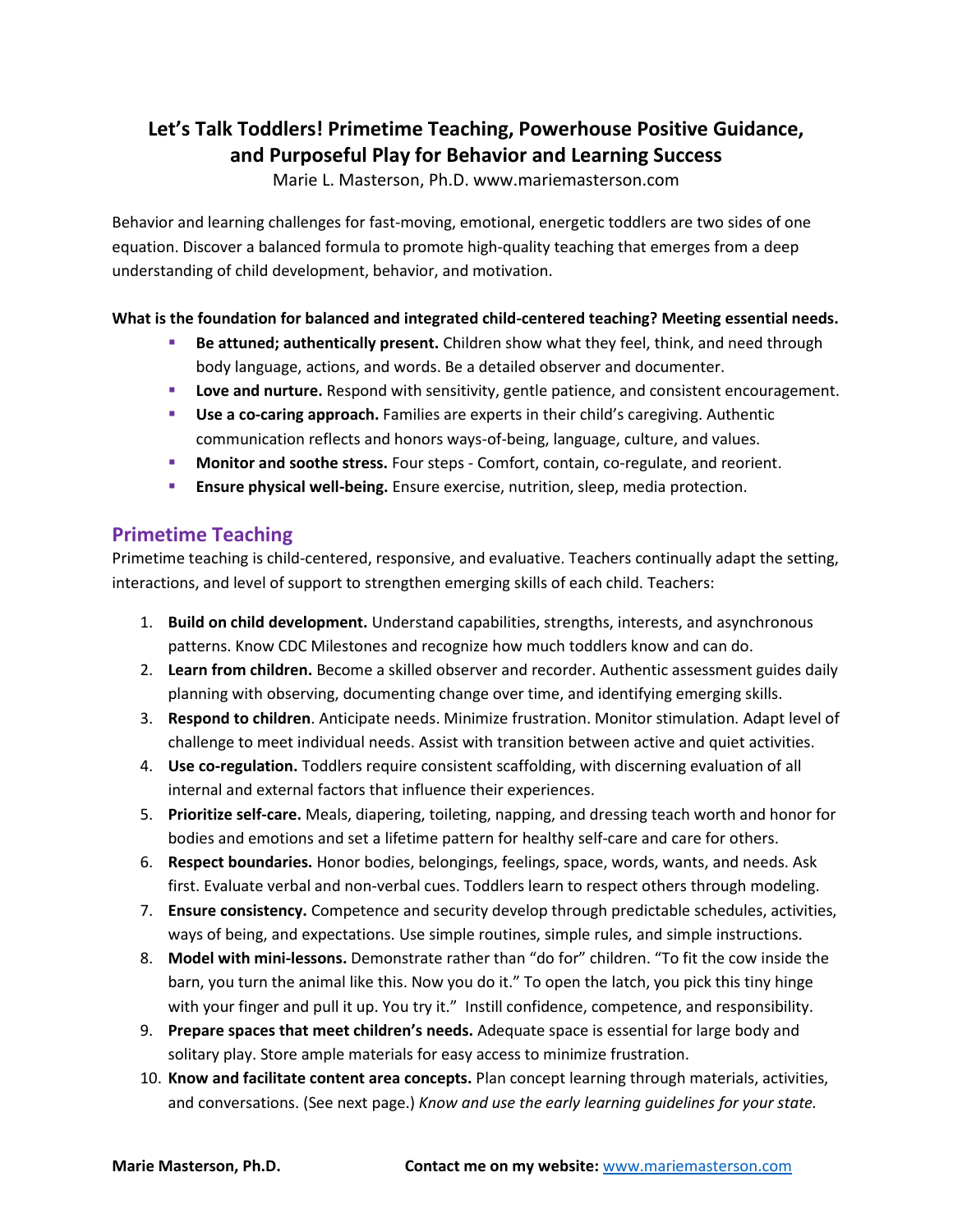# Let's Talk Toddlers! Primetime Teaching, Powerhouse Positive Guidance, and Purposeful Play for Behavior and Learning Success

Marie L. Masterson, Ph.D. www.mariemasterson.com

Behavior and learning challenges for fast-moving, emotional, energetic toddlers are two sides of one equation. Discover a balanced formula to promote high-quality teaching that emerges from a deep understanding of child development, behavior, and motivation.

**What is the foundation for balanced and integrated child-centered teaching? Meeting essential needs.**

- **Be attuned; authentically present.** Children show what they feel, think, and need through body language, actions, and words. Be a detailed observer and documenter.
- **Love and nurture.** Respond with sensitivity, gentle patience, and consistent encouragement.
- **Use a co-caring approach.** Families are experts in their child's caregiving. Authentic communication reflects and honors ways-of-being, language, culture, and values.
- **Monitor and soothe stress.** Four steps - Comfort, contain, co-regulate, and reorient.
- **Ensure physical well-being.** Ensure exercise, nutrition, sleep, media protection.

## Primetime Teaching

Primetime teaching is child-centered, responsive, and evaluative. Teachers continually adapt the setting, interactions, and level of support to strengthen emerging skills of each child. Teachers:

1. **Build on child development.** Understand capabilities, strengths, interests, and asynchronous patterns. Know CDC Milestones and recognize how much toddlers know and can do.
2. **Learn from children.** Become a skilled observer and recorder. Authentic assessment guides daily planning with observing, documenting change over time, and identifying emerging skills.
3. **Respond to children**. Anticipate needs. Minimize frustration. Monitor stimulation. Adapt level of challenge to meet individual needs. Assist with transition between active and quiet activities.
4. **Use co-regulation.** Toddlers require consistent scaffolding, with discerning evaluation of all internal and external factors that influence their experiences.
5. **Prioritize self-care.** Meals, diapering, toileting, napping, and dressing teach worth and honor for bodies and emotions and set a lifetime pattern for healthy self-care and care for others.
6. **Respect boundaries.** Honor bodies, belongings, feelings, space, words, wants, and needs. Ask first. Evaluate verbal and non-verbal cues. Toddlers learn to respect others through modeling.
7. **Ensure consistency.** Competence and security develop through predictable schedules, activities, ways of being, and expectations. Use simple routines, simple rules, and simple instructions.
8. **Model with mini-lessons.** Demonstrate rather than "do for" children. "To fit the cow inside the barn, you turn the animal like this. Now you do it." To open the latch, you pick this tiny hinge with your finger and pull it up. You try it." Instill confidence, competence, and responsibility.
9. **Prepare spaces that meet children's needs.** Adequate space is essential for large body and solitary play. Store ample materials for easy access to minimize frustration.
10. **Know and facilitate content area concepts.** Plan concept learning through materials, activities, and conversations. (See next page.) *Know and use the early learning guidelines for your state.*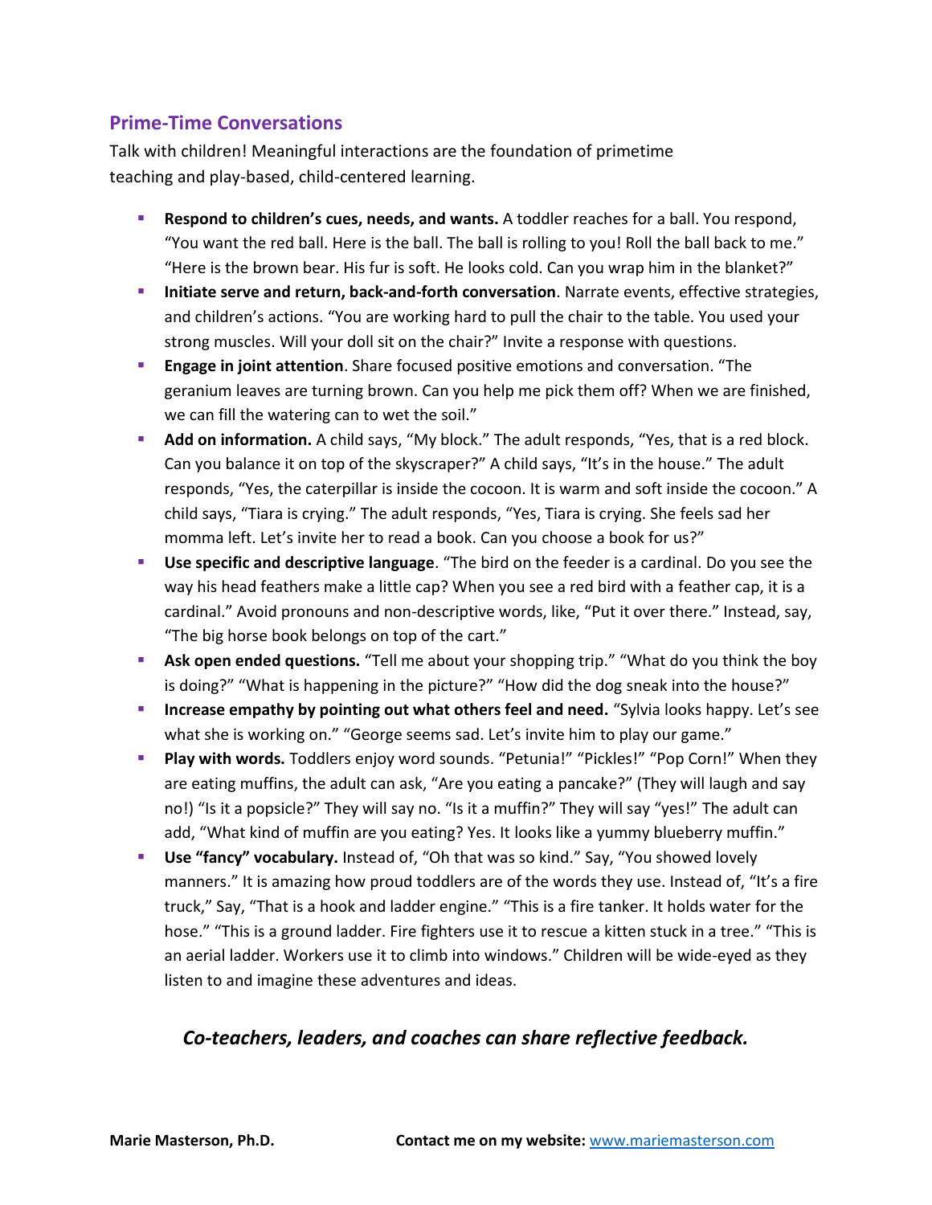## Prime-Time Conversations

Talk with children! Meaningful interactions are the foundation of primetime teaching and play-based, child-centered learning.

- **Respond to children's cues, needs, and wants.** A toddler reaches for a ball. You respond, "You want the red ball. Here is the ball. The ball is rolling to you! Roll the ball back to me." "Here is the brown bear. His fur is soft. He looks cold. Can you wrap him in the blanket?"
- **Initiate serve and return, back-and-forth conversation**. Narrate events, effective strategies, and children's actions. "You are working hard to pull the chair to the table. You used your strong muscles. Will your doll sit on the chair?" Invite a response with questions.
- **Engage in joint attention**. Share focused positive emotions and conversation. "The geranium leaves are turning brown. Can you help me pick them off? When we are finished, we can fill the watering can to wet the soil."
- **Add on information.** A child says, "My block." The adult responds, "Yes, that is a red block. Can you balance it on top of the skyscraper?" A child says, "It's in the house." The adult responds, "Yes, the caterpillar is inside the cocoon. It is warm and soft inside the cocoon." A child says, "Tiara is crying." The adult responds, "Yes, Tiara is crying. She feels sad her momma left. Let's invite her to read a book. Can you choose a book for us?"
- **Use specific and descriptive language**. "The bird on the feeder is a cardinal. Do you see the way his head feathers make a little cap? When you see a red bird with a feather cap, it is a cardinal." Avoid pronouns and non-descriptive words, like, "Put it over there." Instead, say, "The big horse book belongs on top of the cart."
- **Ask open ended questions.** "Tell me about your shopping trip." "What do you think the boy is doing?" "What is happening in the picture?" "How did the dog sneak into the house?"
- **Increase empathy by pointing out what others feel and need.** "Sylvia looks happy. Let's see what she is working on." "George seems sad. Let's invite him to play our game."
- **Play with words.** Toddlers enjoy word sounds. "Petunia!" "Pickles!" "Pop Corn!" When they are eating muffins, the adult can ask, "Are you eating a pancake?" (They will laugh and say no!) "Is it a popsicle?" They will say no. "Is it a muffin?" They will say "yes!" The adult can add, "What kind of muffin are you eating? Yes. It looks like a yummy blueberry muffin."
- **Use "fancy" vocabulary.** Instead of, "Oh that was so kind." Say, "You showed lovely manners." It is amazing how proud toddlers are of the words they use. Instead of, "It's a fire truck," Say, "That is a hook and ladder engine." "This is a fire tanker. It holds water for the hose." "This is a ground ladder. Fire fighters use it to rescue a kitten stuck in a tree." "This is an aerial ladder. Workers use it to climb into windows." Children will be wide-eyed as they listen to and imagine these adventures and ideas.

***Co-teachers, leaders, and coaches can share reflective feedback.***

**Marie Masterson, Ph.D.** **Contact me on my website:** [www.mariemasterson.com](http://www.mariemasterson.com)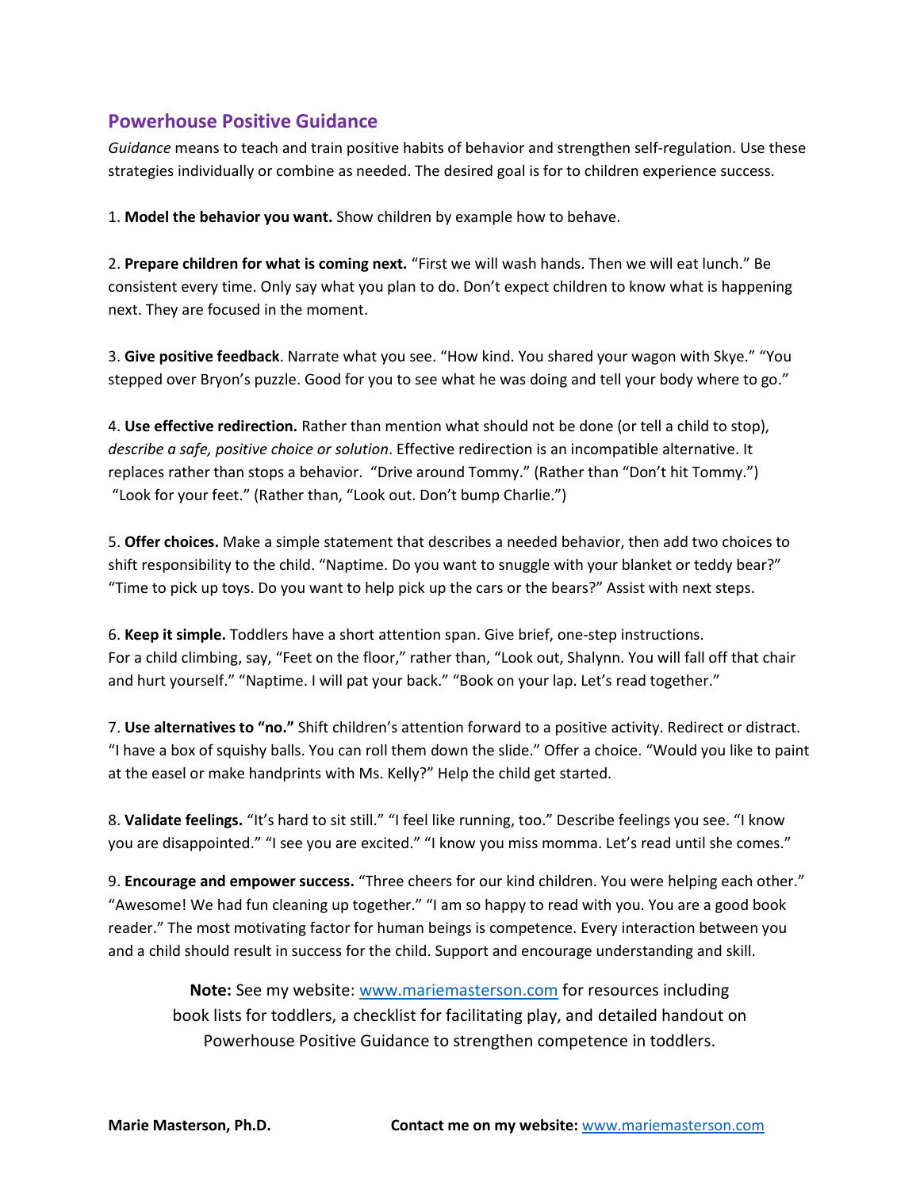## Powerhouse Positive Guidance

*Guidance* means to teach and train positive habits of behavior and strengthen self-regulation. Use these strategies individually or combine as needed. The desired goal is for to children experience success.

1. **Model the behavior you want.** Show children by example how to behave.

2. **Prepare children for what is coming next.** “First we will wash hands. Then we will eat lunch.” Be consistent every time. Only say what you plan to do. Don’t expect children to know what is happening next. They are focused in the moment.

3. **Give positive feedback**. Narrate what you see. “How kind. You shared your wagon with Skye.” “You stepped over Bryon’s puzzle. Good for you to see what he was doing and tell your body where to go.”

4. **Use effective redirection.** Rather than mention what should not be done (or tell a child to stop), *describe a safe, positive choice or solution*. Effective redirection is an incompatible alternative. It replaces rather than stops a behavior. “Drive around Tommy.” (Rather than “Don’t hit Tommy.”) “Look for your feet.” (Rather than, “Look out. Don’t bump Charlie.”)

5. **Offer choices.** Make a simple statement that describes a needed behavior, then add two choices to shift responsibility to the child. “Naptime. Do you want to snuggle with your blanket or teddy bear?” “Time to pick up toys. Do you want to help pick up the cars or the bears?” Assist with next steps.

6. **Keep it simple.** Toddlers have a short attention span. Give brief, one-step instructions. For a child climbing, say, “Feet on the floor,” rather than, “Look out, Shalynn. You will fall off that chair and hurt yourself.” “Naptime. I will pat your back.” “Book on your lap. Let’s read together.”

7. **Use alternatives to “no.”** Shift children’s attention forward to a positive activity. Redirect or distract. “I have a box of squishy balls. You can roll them down the slide.” Offer a choice. “Would you like to paint at the easel or make handprints with Ms. Kelly?” Help the child get started.

8. **Validate feelings.** “It’s hard to sit still.” “I feel like running, too.” Describe feelings you see. “I know you are disappointed.” “I see you are excited.” “I know you miss momma. Let’s read until she comes.”

9. **Encourage and empower success.** “Three cheers for our kind children. You were helping each other.” “Awesome! We had fun cleaning up together.” “I am so happy to read with you. You are a good book reader.” The most motivating factor for human beings is competence. Every interaction between you and a child should result in success for the child. Support and encourage understanding and skill.

**Note:** See my website: [www.mariemasterson.com](http://www.mariemasterson.com) for resources including book lists for toddlers, a checklist for facilitating play, and detailed handout on Powerhouse Positive Guidance to strengthen competence in toddlers.

**Marie Masterson, Ph.D.** **Contact me on my website:** [www.mariemasterson.com](http://www.mariemasterson.com)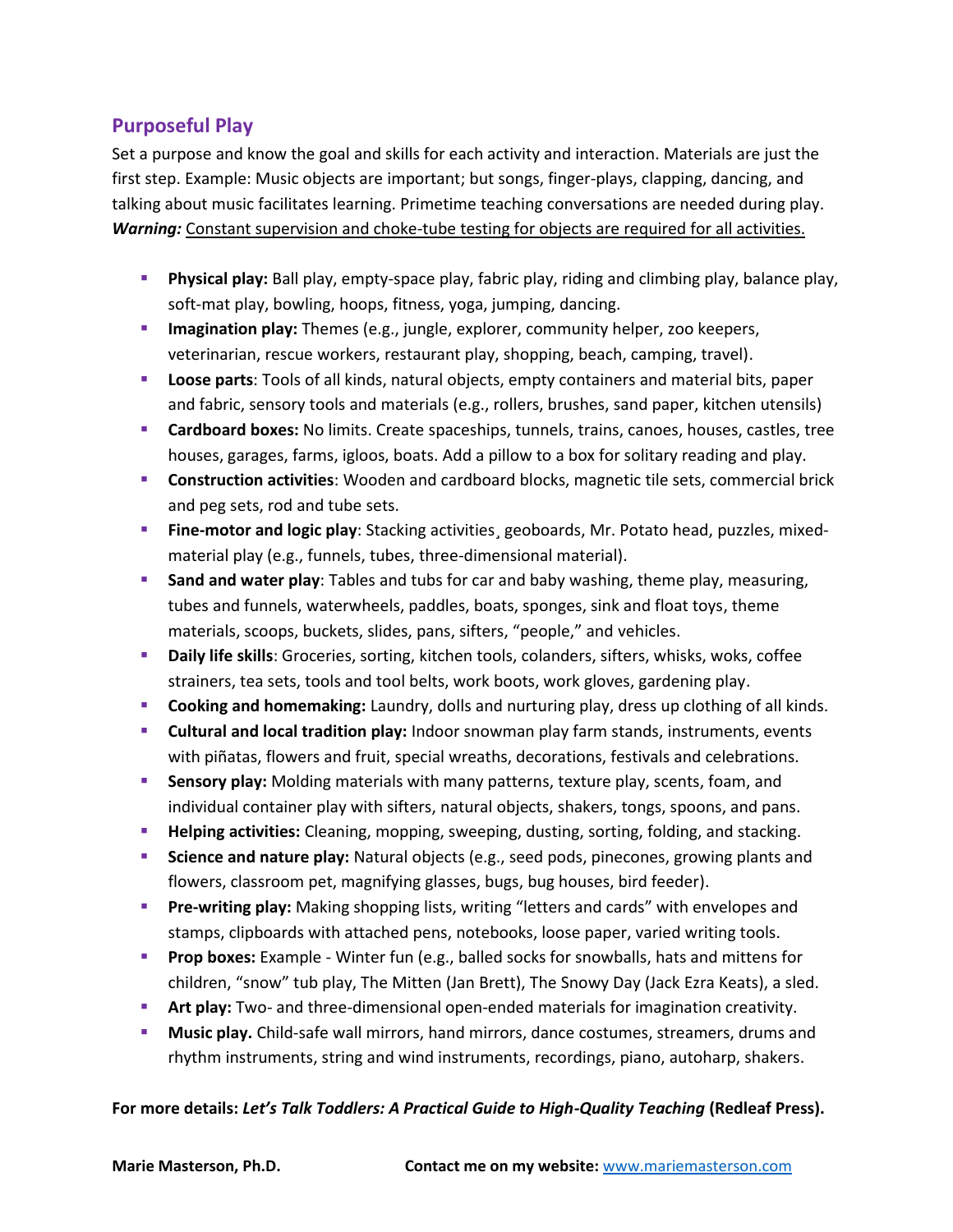## Purposeful Play

Set a purpose and know the goal and skills for each activity and interaction. Materials are just the first step. Example: Music objects are important; but songs, finger-plays, clapping, dancing, and talking about music facilitates learning. Primetime teaching conversations are needed during play. ***Warning:*** <u>Constant supervision and choke-tube testing for objects are required for all activities.</u>

- **Physical play:** Ball play, empty-space play, fabric play, riding and climbing play, balance play, soft-mat play, bowling, hoops, fitness, yoga, jumping, dancing.
- **Imagination play:** Themes (e.g., jungle, explorer, community helper, zoo keepers, veterinarian, rescue workers, restaurant play, shopping, beach, camping, travel).
- **Loose parts**: Tools of all kinds, natural objects, empty containers and material bits, paper and fabric, sensory tools and materials (e.g., rollers, brushes, sand paper, kitchen utensils)
- **Cardboard boxes:** No limits. Create spaceships, tunnels, trains, canoes, houses, castles, tree houses, garages, farms, igloos, boats. Add a pillow to a box for solitary reading and play.
- **Construction activities**: Wooden and cardboard blocks, magnetic tile sets, commercial brick and peg sets, rod and tube sets.
- **Fine-motor and logic play**: Stacking activities¸ geoboards, Mr. Potato head, puzzles, mixed-material play (e.g., funnels, tubes, three-dimensional material).
- **Sand and water play**: Tables and tubs for car and baby washing, theme play, measuring, tubes and funnels, waterwheels, paddles, boats, sponges, sink and float toys, theme materials, scoops, buckets, slides, pans, sifters, "people," and vehicles.
- **Daily life skills**: Groceries, sorting, kitchen tools, colanders, sifters, whisks, woks, coffee strainers, tea sets, tools and tool belts, work boots, work gloves, gardening play.
- **Cooking and homemaking:** Laundry, dolls and nurturing play, dress up clothing of all kinds.
- **Cultural and local tradition play:** Indoor snowman play farm stands, instruments, events with piñatas, flowers and fruit, special wreaths, decorations, festivals and celebrations.
- **Sensory play:** Molding materials with many patterns, texture play, scents, foam, and individual container play with sifters, natural objects, shakers, tongs, spoons, and pans.
- **Helping activities:** Cleaning, mopping, sweeping, dusting, sorting, folding, and stacking.
- **Science and nature play:** Natural objects (e.g., seed pods, pinecones, growing plants and flowers, classroom pet, magnifying glasses, bugs, bug houses, bird feeder).
- **Pre-writing play:** Making shopping lists, writing "letters and cards" with envelopes and stamps, clipboards with attached pens, notebooks, loose paper, varied writing tools.
- **Prop boxes:** Example - Winter fun (e.g., balled socks for snowballs, hats and mittens for children, "snow" tub play, The Mitten (Jan Brett), The Snowy Day (Jack Ezra Keats), a sled.
- **Art play:** Two- and three-dimensional open-ended materials for imagination creativity.
- **Music play.** Child-safe wall mirrors, hand mirrors, dance costumes, streamers, drums and rhythm instruments, string and wind instruments, recordings, piano, autoharp, shakers.

**For more details: *Let's Talk Toddlers: A Practical Guide to High-Quality Teaching* (Redleaf Press).**

**Marie Masterson, Ph.D.** **Contact me on my website:** www.mariemasterson.com